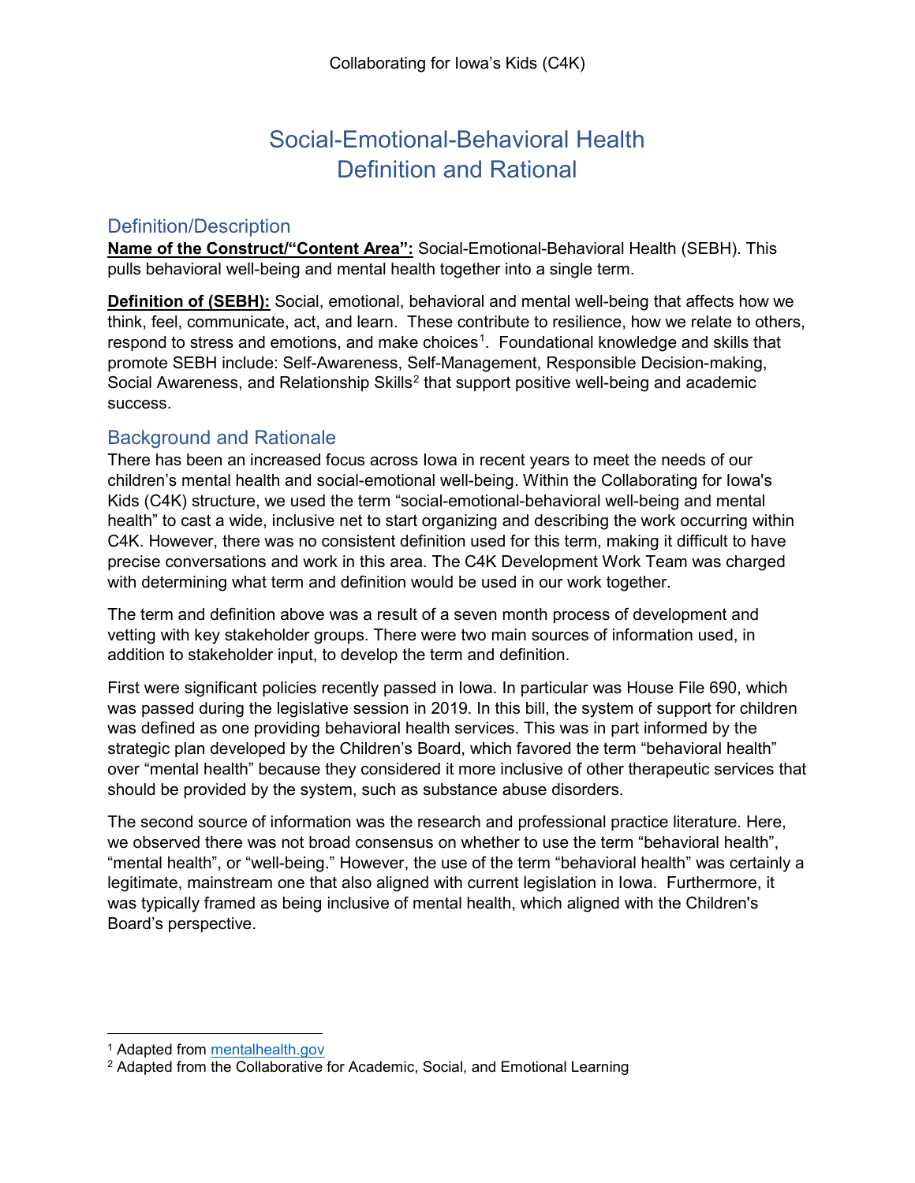# Social-Emotional-Behavioral Health Definition and Rational

## Definition/Description

**Name of the Construct/"Content Area":** Social-Emotional-Behavioral Health (SEBH). This pulls behavioral well-being and mental health together into a single term.

**Definition of (SEBH):** Social, emotional, behavioral and mental well-being that affects how we think, feel, communicate, act, and learn. These contribute to resilience, how we relate to others, respond to stress and emotions, and make choices[1]. Foundational knowledge and skills that promote SEBH include: Self-Awareness, Self-Management, Responsible Decision-making, Social Awareness, and Relationship Skills[2] that support positive well-being and academic success.

## Background and Rationale

There has been an increased focus across Iowa in recent years to meet the needs of our children's mental health and social-emotional well-being. Within the Collaborating for Iowa's Kids (C4K) structure, we used the term "social-emotional-behavioral well-being and mental health" to cast a wide, inclusive net to start organizing and describing the work occurring within C4K. However, there was no consistent definition used for this term, making it difficult to have precise conversations and work in this area. The C4K Development Work Team was charged with determining what term and definition would be used in our work together.

The term and definition above was a result of a seven month process of development and vetting with key stakeholder groups. There were two main sources of information used, in addition to stakeholder input, to develop the term and definition.

First were significant policies recently passed in Iowa. In particular was House File 690, which was passed during the legislative session in 2019. In this bill, the system of support for children was defined as one providing behavioral health services. This was in part informed by the strategic plan developed by the Children's Board, which favored the term "behavioral health" over "mental health" because they considered it more inclusive of other therapeutic services that should be provided by the system, such as substance abuse disorders.

The second source of information was the research and professional practice literature. Here, we observed there was not broad consensus on whether to use the term "behavioral health", "mental health", or "well-being." However, the use of the term "behavioral health" was certainly a legitimate, mainstream one that also aligned with current legislation in Iowa. Furthermore, it was typically framed as being inclusive of mental health, which aligned with the Children's Board's perspective.

---

[1] Adapted from mentalhealth.gov

[2] Adapted from the Collaborative for Academic, Social, and Emotional Learning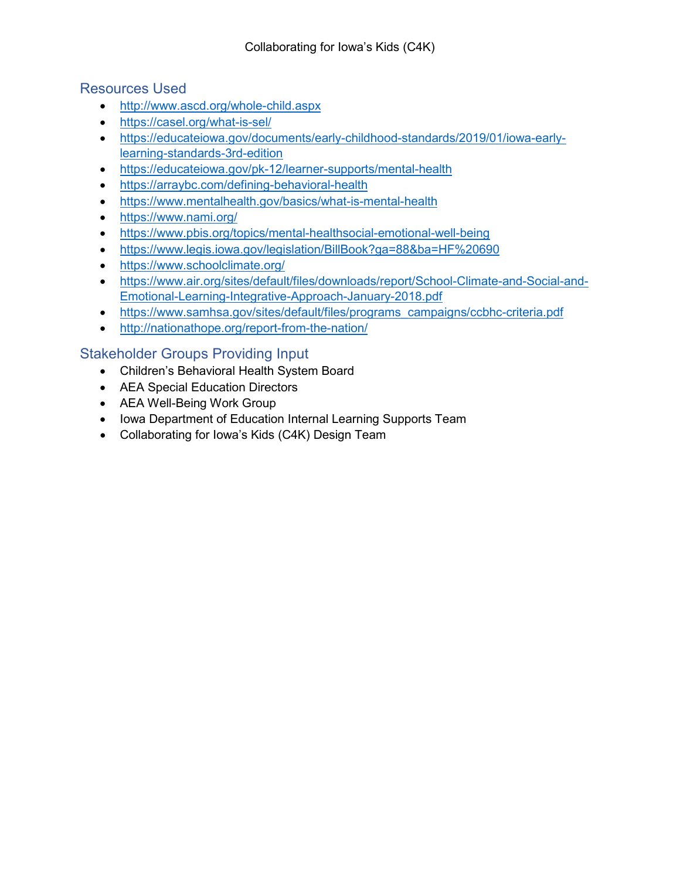## Resources Used

- http://www.ascd.org/whole-child.aspx
- https://casel.org/what-is-sel/
- https://educateiowa.gov/documents/early-childhood-standards/2019/01/iowa-early-learning-standards-3rd-edition
- https://educateiowa.gov/pk-12/learner-supports/mental-health
- https://arraybc.com/defining-behavioral-health
- https://www.mentalhealth.gov/basics/what-is-mental-health
- https://www.nami.org/
- https://www.pbis.org/topics/mental-healthsocial-emotional-well-being
- https://www.legis.iowa.gov/legislation/BillBook?ga=88&ba=HF%20690
- https://www.schoolclimate.org/
- https://www.air.org/sites/default/files/downloads/report/School-Climate-and-Social-and-Emotional-Learning-Integrative-Approach-January-2018.pdf
- https://www.samhsa.gov/sites/default/files/programs_campaigns/ccbhc-criteria.pdf
- http://nationathope.org/report-from-the-nation/

## Stakeholder Groups Providing Input

- Children's Behavioral Health System Board
- AEA Special Education Directors
- AEA Well-Being Work Group
- Iowa Department of Education Internal Learning Supports Team
- Collaborating for Iowa's Kids (C4K) Design Team